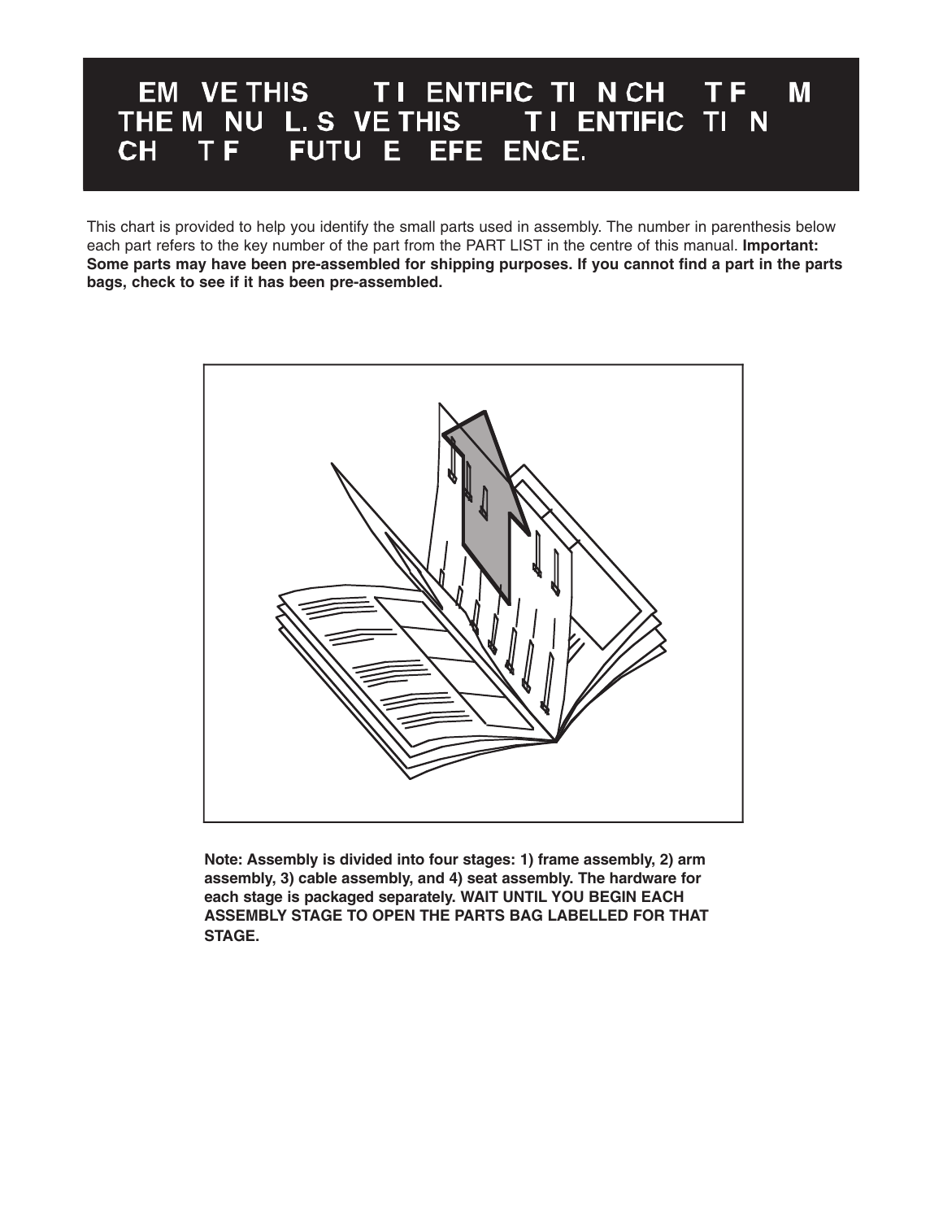# EM VE THIS T I ENTIFIC TI N CH T F M THE M NU L. S VE THIS T I ENTIFIC TI N CH T F FUTU E EFE ENCE.

This chart is provided to help you identify the small parts used in assembly. The number in parenthesis below each part refers to the key number of the part from the PART LIST in the centre of this manual. **Important: Some parts may have been pre-assembled for shipping purposes. If you cannot find a part in the parts bags, check to see if it has been pre-assembled.**

**Note: Assembly is divided into four stages: 1) frame assembly, 2) arm assembly, 3) cable assembly, and 4) seat assembly. The hardware for each stage is packaged separately. WAIT UNTIL YOU BEGIN EACH ASSEMBLY STAGE TO OPEN THE PARTS BAG LABELLED FOR THAT STAGE.**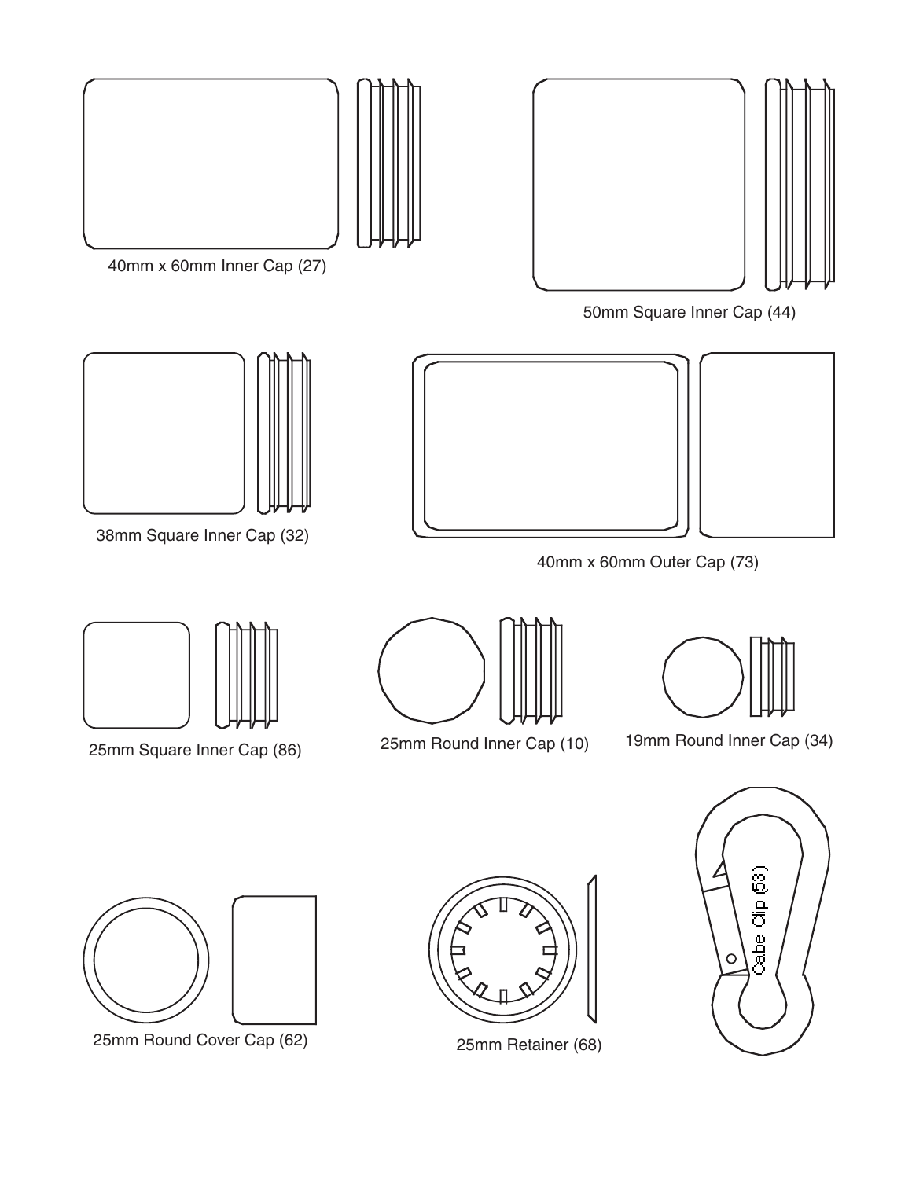40mm x 60mm Inner Cap (27)

50mm Square Inner Cap (44)

38mm Square Inner Cap (32)

40mm x 60mm Outer Cap (73)

25mm Square Inner Cap (86)

25mm Round Inner Cap (10)

19mm Round Inner Cap (34)

25mm Round Cover Cap (62)

25mm Retainer (68)

Cabe Clip (63)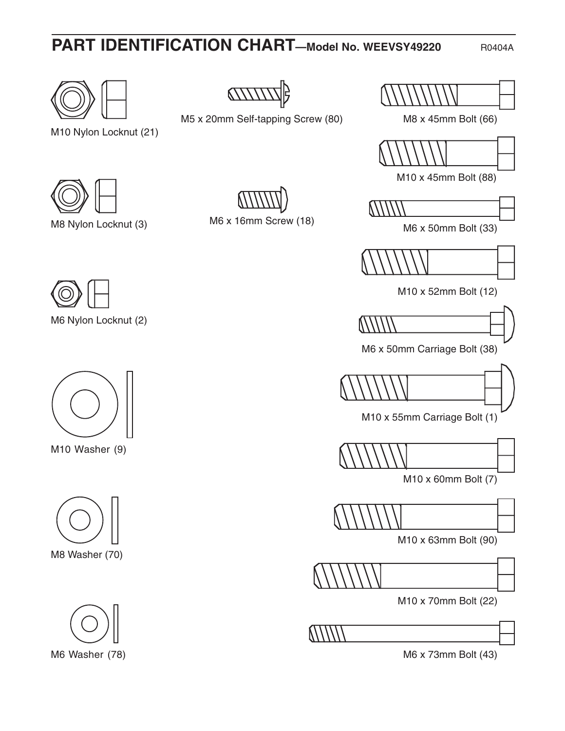# PART IDENTIFICATION CHART—Model No. WEEVSY49220

R0404A

M10 Nylon Locknut (21)

M8 Nylon Locknut (3)

M6 Nylon Locknut (2)

M10 Washer (9)

M8 Washer (70)

M6 Washer (78)

M5 x 20mm Self-tapping Screw (80)

M6 x 16mm Screw (18)

M8 x 45mm Bolt (66)

M10 x 45mm Bolt (88)

M6 x 50mm Bolt (33)

M10 x 52mm Bolt (12)

M6 x 50mm Carriage Bolt (38)

M10 x 55mm Carriage Bolt (1)

M10 x 60mm Bolt (7)

M10 x 63mm Bolt (90)

M10 x 70mm Bolt (22)

M6 x 73mm Bolt (43)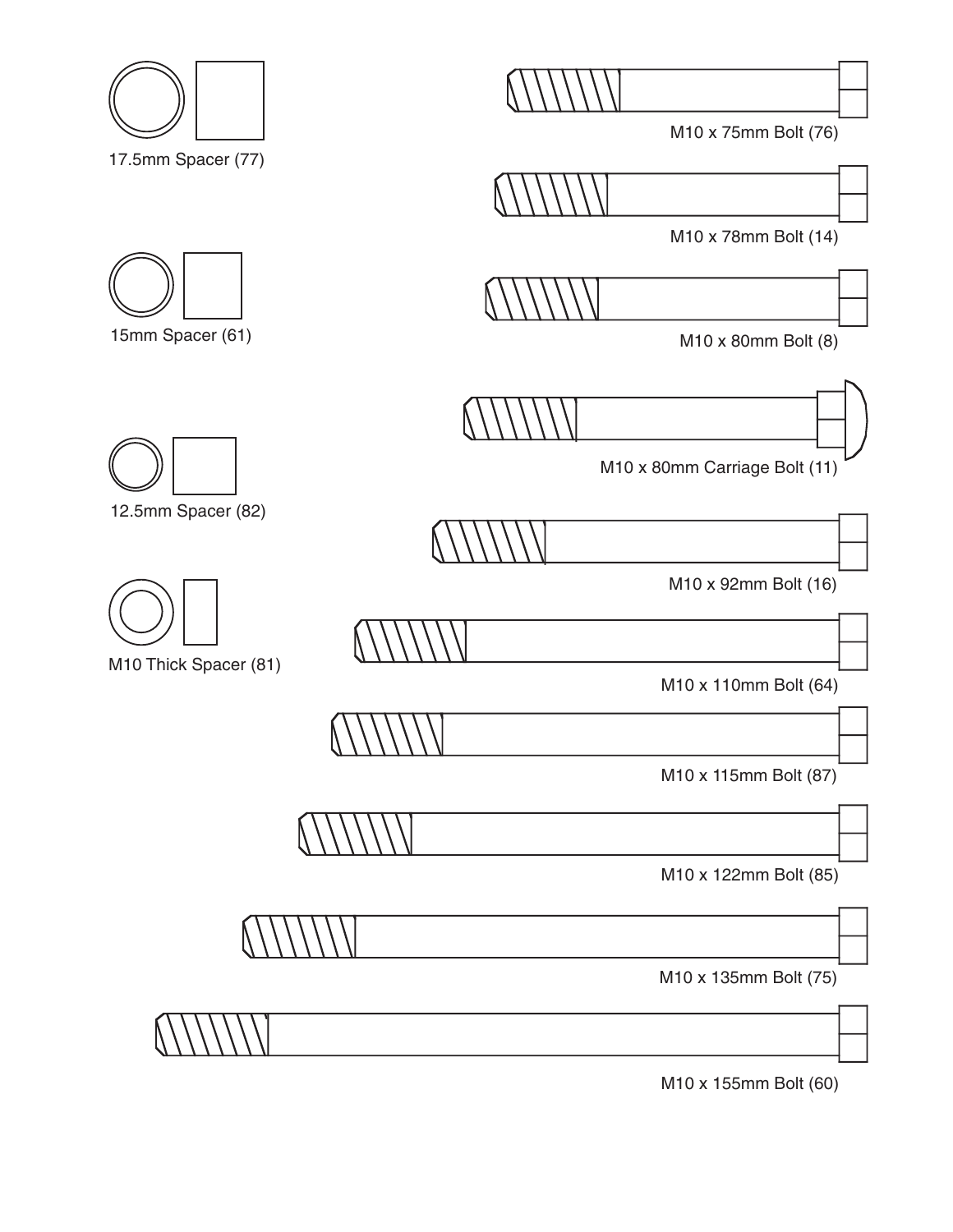17.5mm Spacer (77)

15mm Spacer (61)

12.5mm Spacer (82)

M10 Thick Spacer (81)

M10 x 75mm Bolt (76)

M10 x 78mm Bolt (14)

M10 x 80mm Bolt (8)

M10 x 80mm Carriage Bolt (11)

M10 x 92mm Bolt (16)

M10 x 110mm Bolt (64)

M10 x 115mm Bolt (87)

M10 x 122mm Bolt (85)

M10 x 135mm Bolt (75)

M10 x 155mm Bolt (60)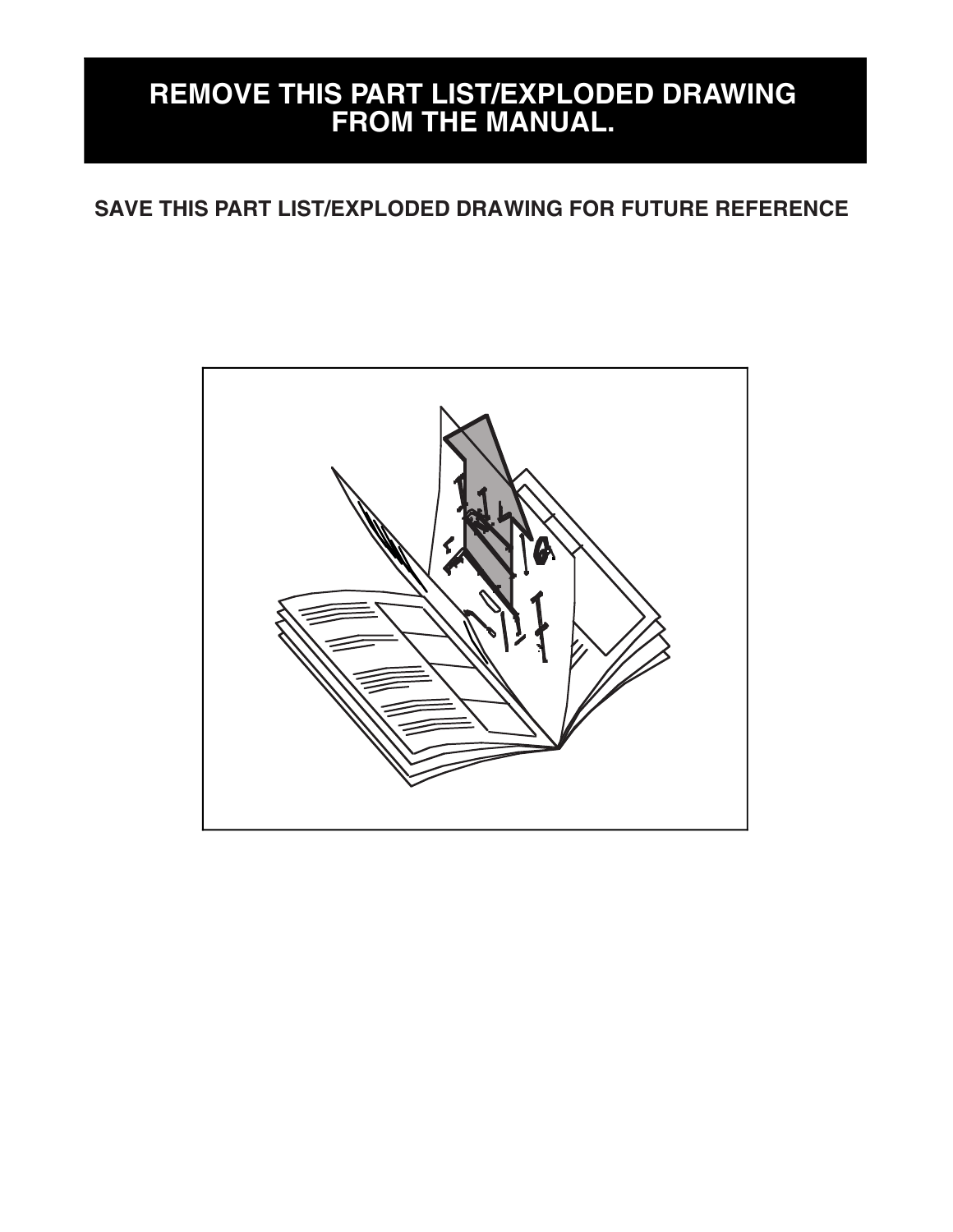# REMOVE THIS PART LIST/EXPLODED DRAWING FROM THE MANUAL.

**SAVE THIS PART LIST/EXPLODED DRAWING FOR FUTURE REFERENCE**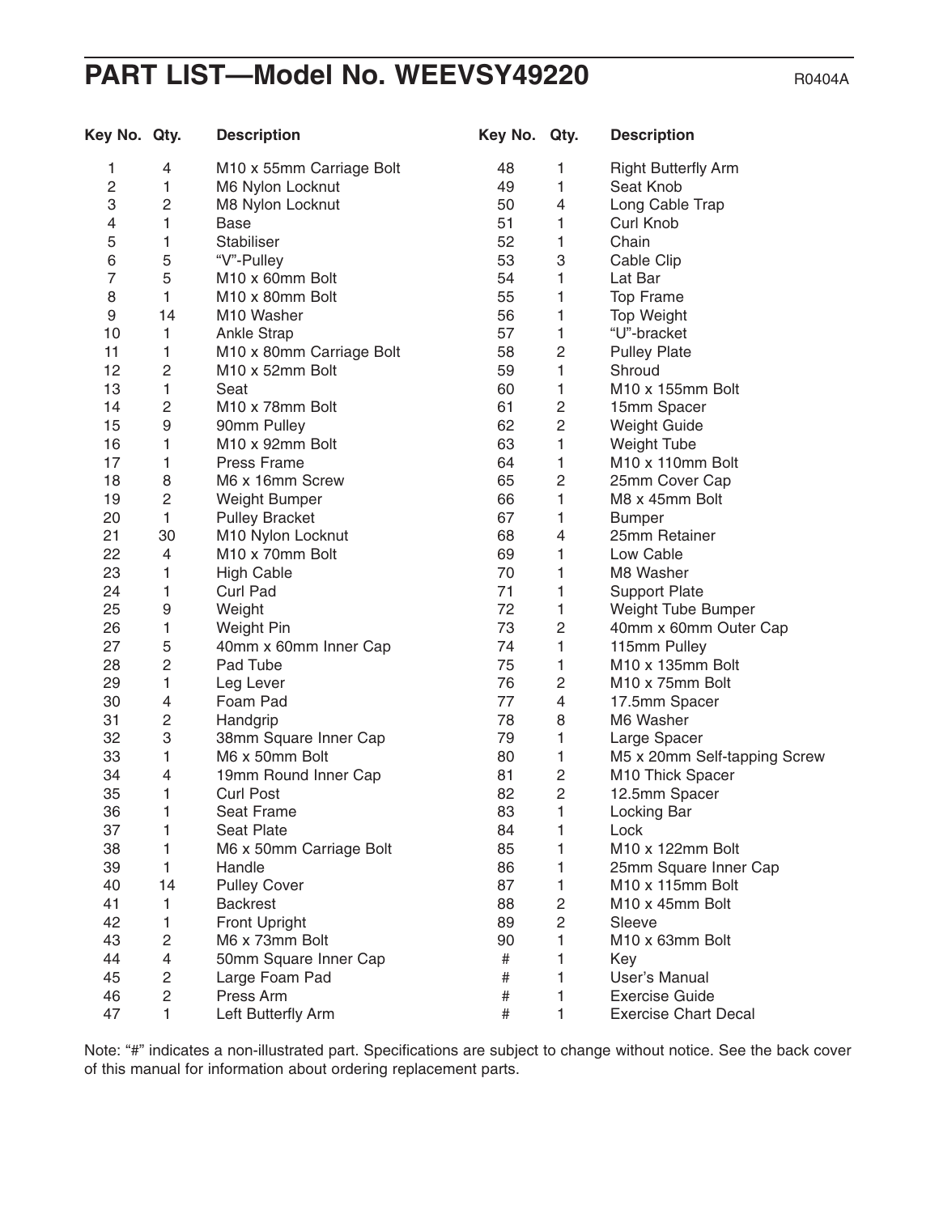# PART LIST—Model No. WEEVSY49220

R0404A

| Key No. | Qty. | Description |
|---|---|---|
| 1 | 4 | M10 x 55mm Carriage Bolt |
| 2 | 1 | M6 Nylon Locknut |
| 3 | 2 | M8 Nylon Locknut |
| 4 | 1 | Base |
| 5 | 1 | Stabiliser |
| 6 | 5 | "V"-Pulley |
| 7 | 5 | M10 x 60mm Bolt |
| 8 | 1 | M10 x 80mm Bolt |
| 9 | 14 | M10 Washer |
| 10 | 1 | Ankle Strap |
| 11 | 1 | M10 x 80mm Carriage Bolt |
| 12 | 2 | M10 x 52mm Bolt |
| 13 | 1 | Seat |
| 14 | 2 | M10 x 78mm Bolt |
| 15 | 9 | 90mm Pulley |
| 16 | 1 | M10 x 92mm Bolt |
| 17 | 1 | Press Frame |
| 18 | 8 | M6 x 16mm Screw |
| 19 | 2 | Weight Bumper |
| 20 | 1 | Pulley Bracket |
| 21 | 30 | M10 Nylon Locknut |
| 22 | 4 | M10 x 70mm Bolt |
| 23 | 1 | High Cable |
| 24 | 1 | Curl Pad |
| 25 | 9 | Weight |
| 26 | 1 | Weight Pin |
| 27 | 5 | 40mm x 60mm Inner Cap |
| 28 | 2 | Pad Tube |
| 29 | 1 | Leg Lever |
| 30 | 4 | Foam Pad |
| 31 | 2 | Handgrip |
| 32 | 3 | 38mm Square Inner Cap |
| 33 | 1 | M6 x 50mm Bolt |
| 34 | 4 | 19mm Round Inner Cap |
| 35 | 1 | Curl Post |
| 36 | 1 | Seat Frame |
| 37 | 1 | Seat Plate |
| 38 | 1 | M6 x 50mm Carriage Bolt |
| 39 | 1 | Handle |
| 40 | 14 | Pulley Cover |
| 41 | 1 | Backrest |
| 42 | 1 | Front Upright |
| 43 | 2 | M6 x 73mm Bolt |
| 44 | 4 | 50mm Square Inner Cap |
| 45 | 2 | Large Foam Pad |
| 46 | 2 | Press Arm |
| 47 | 1 | Left Butterfly Arm |
| 48 | 1 | Right Butterfly Arm |
| 49 | 1 | Seat Knob |
| 50 | 4 | Long Cable Trap |
| 51 | 1 | Curl Knob |
| 52 | 1 | Chain |
| 53 | 3 | Cable Clip |
| 54 | 1 | Lat Bar |
| 55 | 1 | Top Frame |
| 56 | 1 | Top Weight |
| 57 | 1 | "U"-bracket |
| 58 | 2 | Pulley Plate |
| 59 | 1 | Shroud |
| 60 | 1 | M10 x 155mm Bolt |
| 61 | 2 | 15mm Spacer |
| 62 | 2 | Weight Guide |
| 63 | 1 | Weight Tube |
| 64 | 1 | M10 x 110mm Bolt |
| 65 | 2 | 25mm Cover Cap |
| 66 | 1 | M8 x 45mm Bolt |
| 67 | 1 | Bumper |
| 68 | 4 | 25mm Retainer |
| 69 | 1 | Low Cable |
| 70 | 1 | M8 Washer |
| 71 | 1 | Support Plate |
| 72 | 1 | Weight Tube Bumper |
| 73 | 2 | 40mm x 60mm Outer Cap |
| 74 | 1 | 115mm Pulley |
| 75 | 1 | M10 x 135mm Bolt |
| 76 | 2 | M10 x 75mm Bolt |
| 77 | 4 | 17.5mm Spacer |
| 78 | 8 | M6 Washer |
| 79 | 1 | Large Spacer |
| 80 | 1 | M5 x 20mm Self-tapping Screw |
| 81 | 2 | M10 Thick Spacer |
| 82 | 2 | 12.5mm Spacer |
| 83 | 1 | Locking Bar |
| 84 | 1 | Lock |
| 85 | 1 | M10 x 122mm Bolt |
| 86 | 1 | 25mm Square Inner Cap |
| 87 | 1 | M10 x 115mm Bolt |
| 88 | 2 | M10 x 45mm Bolt |
| 89 | 2 | Sleeve |
| 90 | 1 | M10 x 63mm Bolt |
| # | 1 | Key |
| # | 1 | User's Manual |
| # | 1 | Exercise Guide |
| # | 1 | Exercise Chart Decal |

Note: "#" indicates a non-illustrated part. Specifications are subject to change without notice. See the back cover of this manual for information about ordering replacement parts.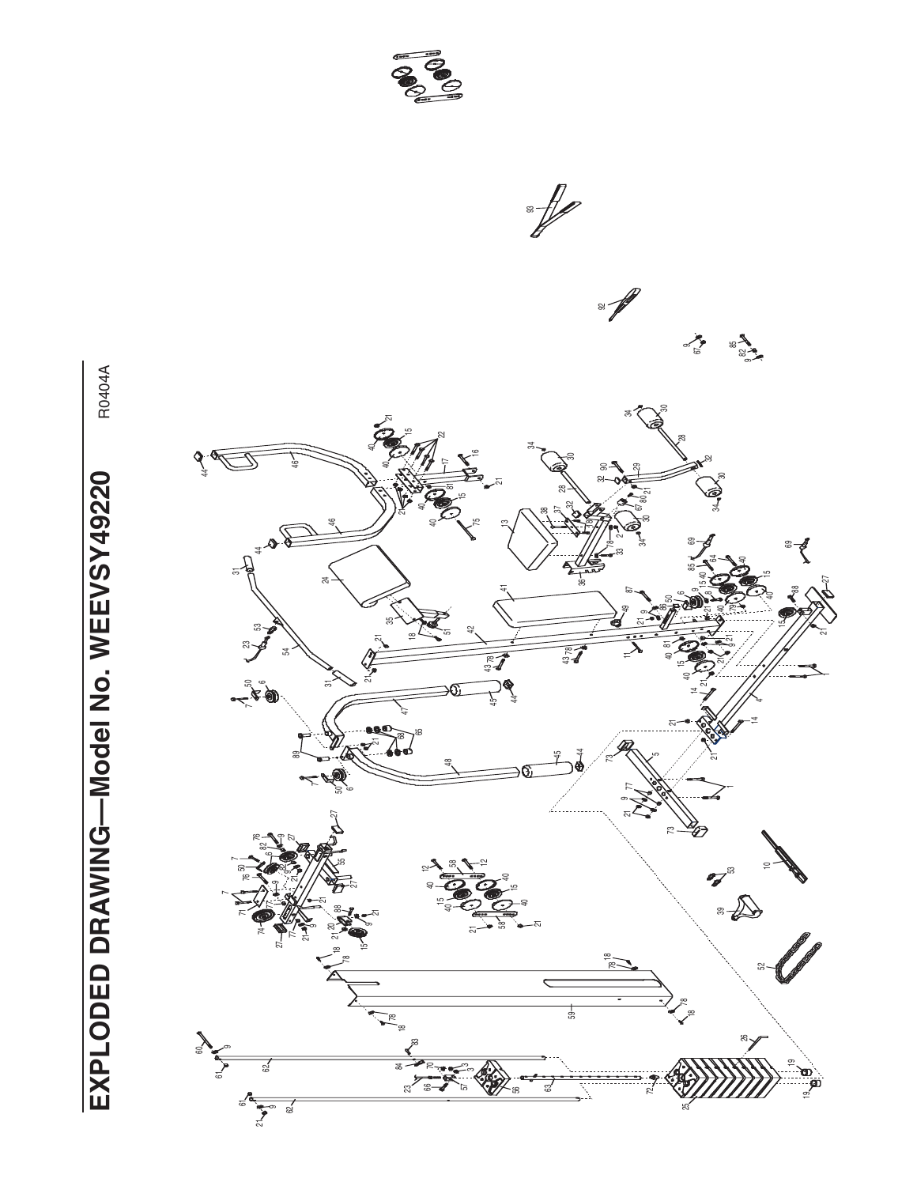# EXPLODED DRAWING—Model No. WEEVSY49220

R0404A